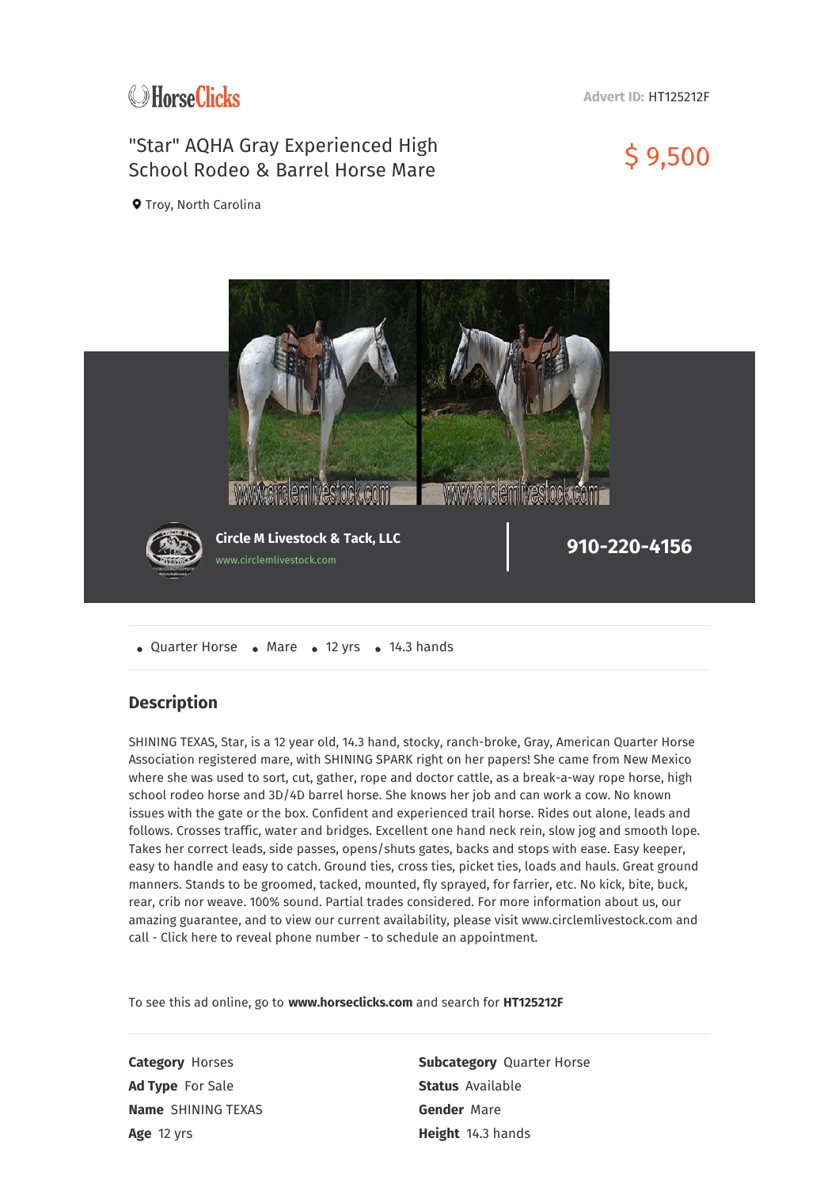HorseClicks

**Advert ID:** HT125212F

# "Star" AQHA Gray Experienced High School Rodeo & Barrel Horse Mare

**$ 9,500**

Troy, North Carolina

**Circle M Livestock & Tack, LLC**
www.circlemlivestock.com

**910-220-4156**

- Quarter Horse
- Mare
- 12 yrs
- 14.3 hands

## Description

SHINING TEXAS, Star, is a 12 year old, 14.3 hand, stocky, ranch-broke, Gray, American Quarter Horse Association registered mare, with SHINING SPARK right on her papers! She came from New Mexico where she was used to sort, cut, gather, rope and doctor cattle, as a break-a-way rope horse, high school rodeo horse and 3D/4D barrel horse. She knows her job and can work a cow. No known issues with the gate or the box. Confident and experienced trail horse. Rides out alone, leads and follows. Crosses traffic, water and bridges. Excellent one hand neck rein, slow jog and smooth lope. Takes her correct leads, side passes, opens/shuts gates, backs and stops with ease. Easy keeper, easy to handle and easy to catch. Ground ties, cross ties, picket ties, loads and hauls. Great ground manners. Stands to be groomed, tacked, mounted, fly sprayed, for farrier, etc. No kick, bite, buck, rear, crib nor weave. 100% sound. Partial trades considered. For more information about us, our amazing guarantee, and to view our current availability, please visit www.circlemlivestock.com and call - Click here to reveal phone number - to schedule an appointment.

To see this ad online, go to **www.horseclicks.com** and search for **HT125212F**

**Category** Horses
**Subcategory** Quarter Horse
**Ad Type** For Sale
**Status** Available
**Name** SHINING TEXAS
**Gender** Mare
**Age** 12 yrs
**Height** 14.3 hands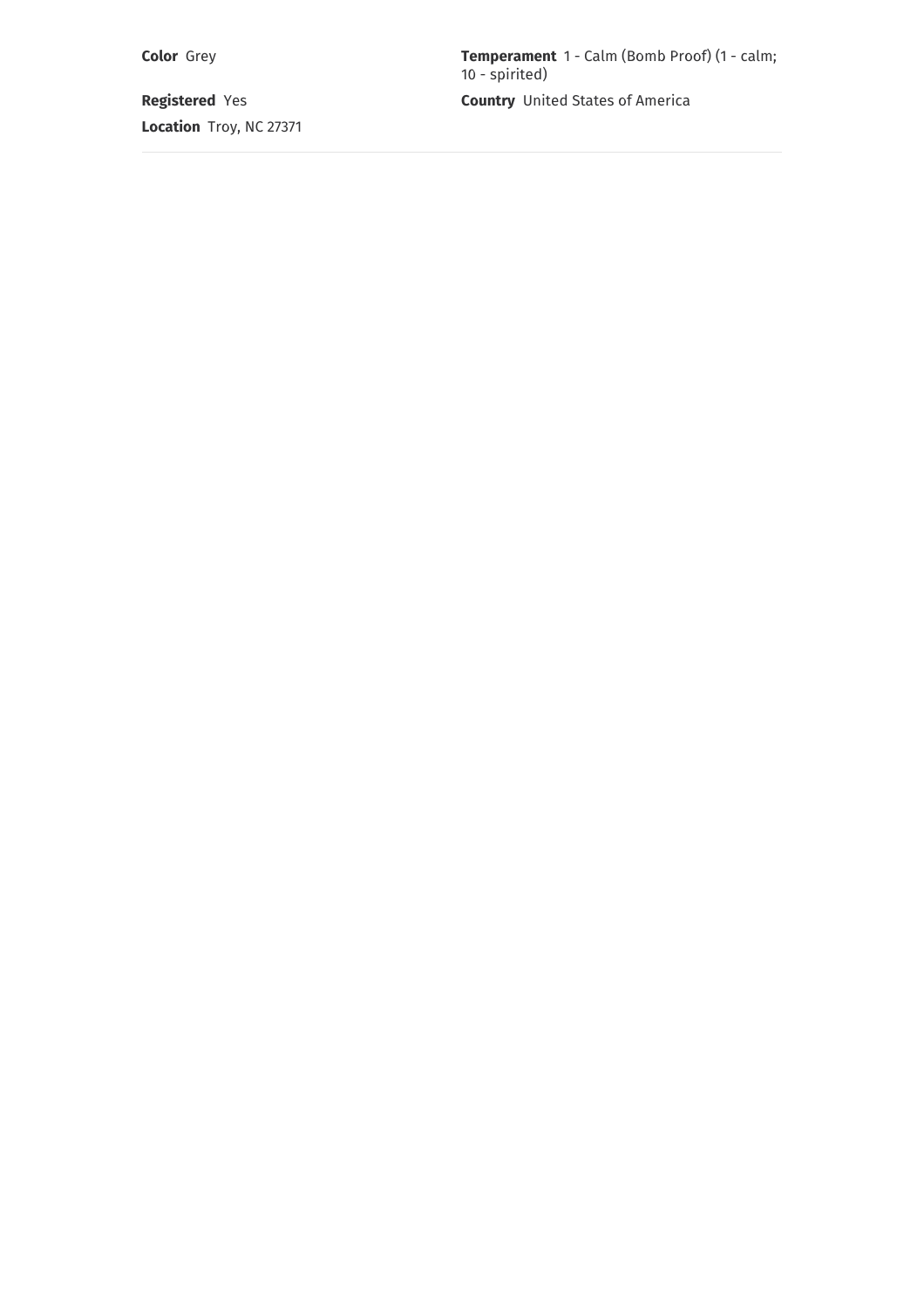**Color** Grey

**Temperament** 1 - Calm (Bomb Proof) (1 - calm; 10 - spirited)

**Registered** Yes

**Country** United States of America

**Location** Troy, NC 27371